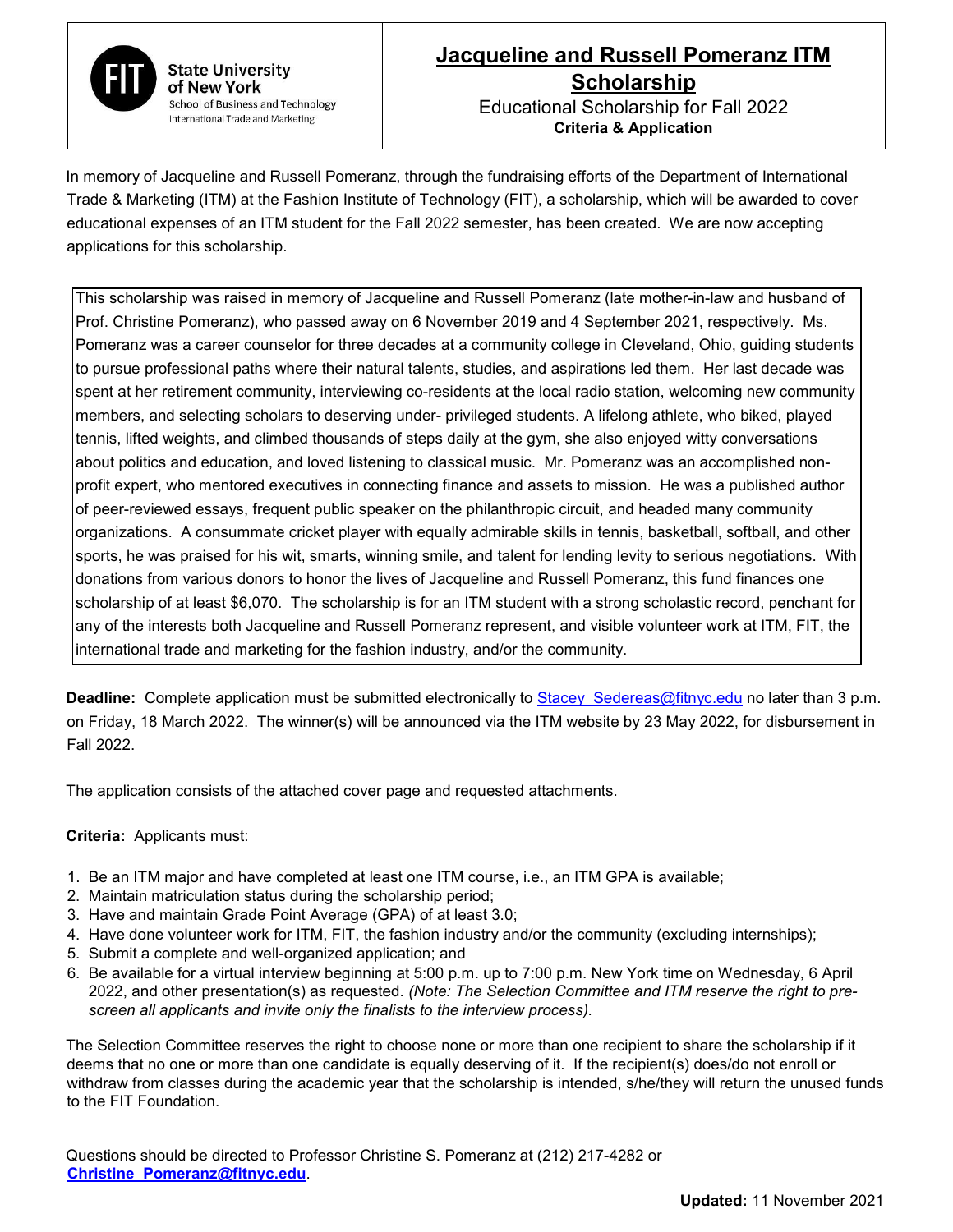FIT State University of New York
School of Business and Technology
International Trade and Marketing

# Jacqueline and Russell Pomeranz ITM Scholarship

Educational Scholarship for Fall 2022

**Criteria & Application**

In memory of Jacqueline and Russell Pomeranz, through the fundraising efforts of the Department of International Trade & Marketing (ITM) at the Fashion Institute of Technology (FIT), a scholarship, which will be awarded to cover educational expenses of an ITM student for the Fall 2022 semester, has been created. We are now accepting applications for this scholarship.

This scholarship was raised in memory of Jacqueline and Russell Pomeranz (late mother-in-law and husband of Prof. Christine Pomeranz), who passed away on 6 November 2019 and 4 September 2021, respectively. Ms. Pomeranz was a career counselor for three decades at a community college in Cleveland, Ohio, guiding students to pursue professional paths where their natural talents, studies, and aspirations led them. Her last decade was spent at her retirement community, interviewing co-residents at the local radio station, welcoming new community members, and selecting scholars to deserving under- privileged students. A lifelong athlete, who biked, played tennis, lifted weights, and climbed thousands of steps daily at the gym, she also enjoyed witty conversations about politics and education, and loved listening to classical music. Mr. Pomeranz was an accomplished non-profit expert, who mentored executives in connecting finance and assets to mission. He was a published author of peer-reviewed essays, frequent public speaker on the philanthropic circuit, and headed many community organizations. A consummate cricket player with equally admirable skills in tennis, basketball, softball, and other sports, he was praised for his wit, smarts, winning smile, and talent for lending levity to serious negotiations. With donations from various donors to honor the lives of Jacqueline and Russell Pomeranz, this fund finances one scholarship of at least $6,070. The scholarship is for an ITM student with a strong scholastic record, penchant for any of the interests both Jacqueline and Russell Pomeranz represent, and visible volunteer work at ITM, FIT, the international trade and marketing for the fashion industry, and/or the community.

**Deadline:** Complete application must be submitted electronically to Stacey_Sedereas@fitnyc.edu no later than 3 p.m. on Friday, 18 March 2022. The winner(s) will be announced via the ITM website by 23 May 2022, for disbursement in Fall 2022.

The application consists of the attached cover page and requested attachments.

**Criteria:** Applicants must:

1. Be an ITM major and have completed at least one ITM course, i.e., an ITM GPA is available;
2. Maintain matriculation status during the scholarship period;
3. Have and maintain Grade Point Average (GPA) of at least 3.0;
4. Have done volunteer work for ITM, FIT, the fashion industry and/or the community (excluding internships);
5. Submit a complete and well-organized application; and
6. Be available for a virtual interview beginning at 5:00 p.m. up to 7:00 p.m. New York time on Wednesday, 6 April 2022, and other presentation(s) as requested. *(Note: The Selection Committee and ITM reserve the right to pre-screen all applicants and invite only the finalists to the interview process).*

The Selection Committee reserves the right to choose none or more than one recipient to share the scholarship if it deems that no one or more than one candidate is equally deserving of it. If the recipient(s) does/do not enroll or withdraw from classes during the academic year that the scholarship is intended, s/he/they will return the unused funds to the FIT Foundation.

Questions should be directed to Professor Christine S. Pomeranz at (212) 217-4282 or **Christine_Pomeranz@fitnyc.edu**.

**Updated:** 11 November 2021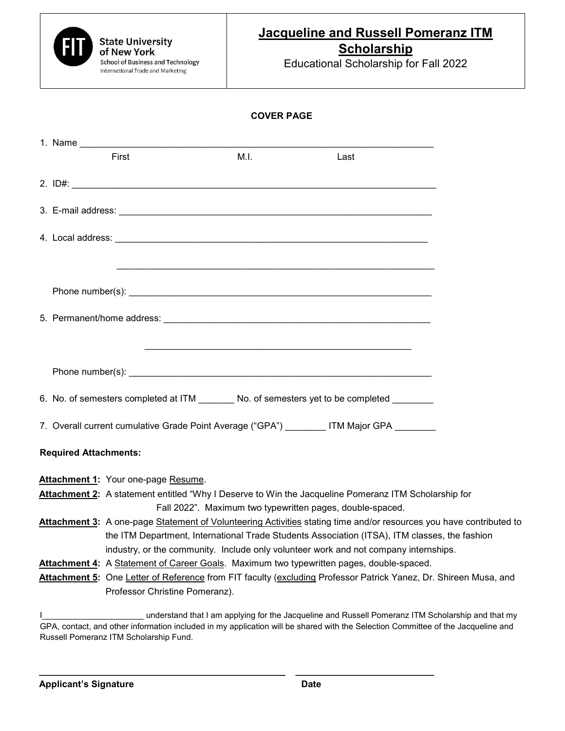FIT State University of New York
School of Business and Technology
International Trade and Marketing

# Jacqueline and Russell Pomeranz ITM Scholarship

Educational Scholarship for Fall 2022

**COVER PAGE**

1. Name ______________________________________________________________________
   First M.I. Last

2. ID#: ______________________________________________________________________

3. E-mail address: ____________________________________________________________

4. Local address: _____________________________________________________________

   _____________________________________________________________

   Phone number(s): __________________________________________________________

5. Permanent/home address: ___________________________________________________

   ___________________________________________________

   Phone number(s): __________________________________________________________

6. No. of semesters completed at ITM _______ No. of semesters yet to be completed ________

7. Overall current cumulative Grade Point Average ("GPA") ________ ITM Major GPA ________

**Required Attachments:**

**Attachment 1:** Your one-page Resume.

**Attachment 2:** A statement entitled "Why I Deserve to Win the Jacqueline Pomeranz ITM Scholarship for Fall 2022". Maximum two typewritten pages, double-spaced.

**Attachment 3:** A one-page Statement of Volunteering Activities stating time and/or resources you have contributed to the ITM Department, International Trade Students Association (ITSA), ITM classes, the fashion industry, or the community. Include only volunteer work and not company internships.

**Attachment 4:** A Statement of Career Goals. Maximum two typewritten pages, double-spaced.

**Attachment 5:** One Letter of Reference from FIT faculty (excluding Professor Patrick Yanez, Dr. Shireen Musa, and Professor Christine Pomeranz).

I_____________________ understand that I am applying for the Jacqueline and Russell Pomeranz ITM Scholarship and that my GPA, contact, and other information included in my application will be shared with the Selection Committee of the Jacqueline and Russell Pomeranz ITM Scholarship Fund.

_______________________________________________ __________________________

**Applicant's Signature** **Date**